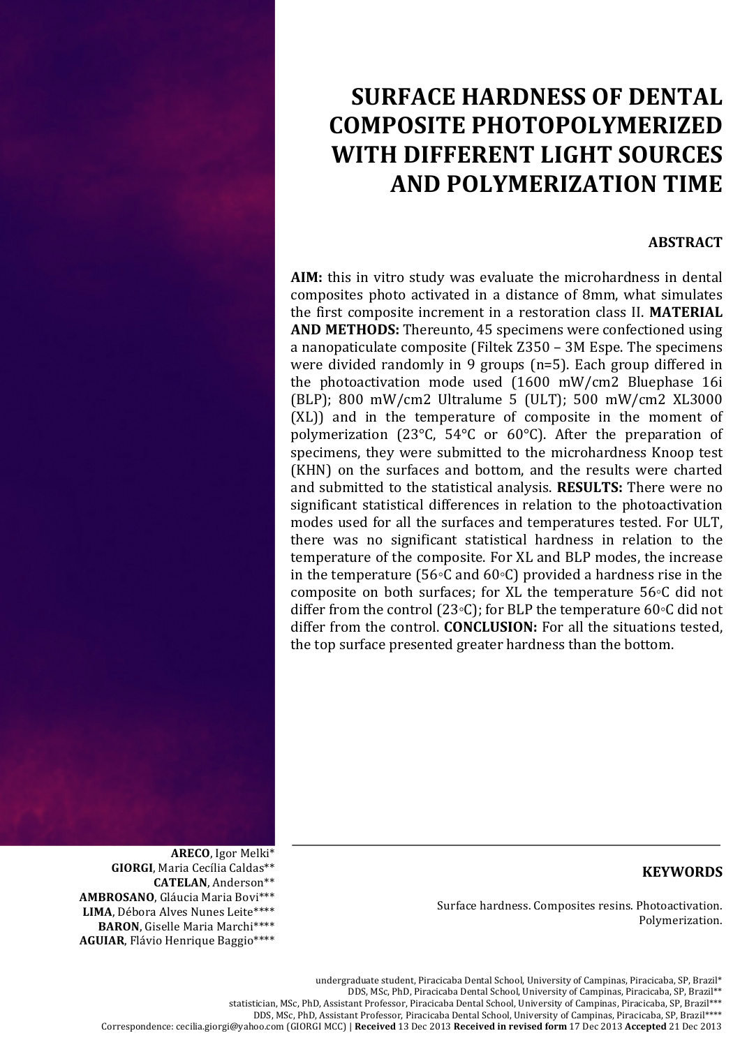# SURFACE HARDNESS OF DENTAL COMPOSITE PHOTOPOLYMERIZED WITH DIFFERENT LIGHT SOURCES AND POLYMERIZATION TIME

## ABSTRACT

**AIM:** this in vitro study was evaluate the microhardness in dental composites photo activated in a distance of 8mm, what simulates the first composite increment in a restoration class II. **MATERIAL AND METHODS:** Thereunto, 45 specimens were confectioned using a nanopaticulate composite (Filtek Z350 – 3M Espe. The specimens were divided randomly in 9 groups (n=5). Each group differed in the photoactivation mode used (1600 mW/cm2 Bluephase 16i (BLP); 800 mW/cm2 Ultralume 5 (ULT); 500 mW/cm2 XL3000 (XL)) and in the temperature of composite in the moment of polymerization (23°C, 54°C or 60°C). After the preparation of specimens, they were submitted to the microhardness Knoop test (KHN) on the surfaces and bottom, and the results were charted and submitted to the statistical analysis. **RESULTS:** There were no significant statistical differences in relation to the photoactivation modes used for all the surfaces and temperatures tested. For ULT, there was no significant statistical hardness in relation to the temperature of the composite. For XL and BLP modes, the increase in the temperature (56◦C and 60◦C) provided a hardness rise in the composite on both surfaces; for XL the temperature 56◦C did not differ from the control (23◦C); for BLP the temperature 60◦C did not differ from the control. **CONCLUSION:** For all the situations tested, the top surface presented greater hardness than the bottom.

**ARECO**, Igor Melki*
**GIORGI**, Maria Cecília Caldas**
**CATELAN**, Anderson**
**AMBROSANO**, Gláucia Maria Bovi***
**LIMA**, Débora Alves Nunes Leite****
**BARON**, Giselle Maria Marchi****
**AGUIAR**, Flávio Henrique Baggio****

## KEYWORDS

Surface hardness. Composites resins. Photoactivation. Polymerization.

undergraduate student, Piracicaba Dental School, University of Campinas, Piracicaba, SP, Brazil*
DDS, MSc, PhD, Piracicaba Dental School, University of Campinas, Piracicaba, SP, Brazil**
statistician, MSc, PhD, Assistant Professor, Piracicaba Dental School, University of Campinas, Piracicaba, SP, Brazil***
DDS, MSc, PhD, Assistant Professor, Piracicaba Dental School, University of Campinas, Piracicaba, SP, Brazil****
Correspondence: cecilia.giorgi@yahoo.com (GIORGI MCC) | **Received** 13 Dec 2013 **Received in revised form** 17 Dec 2013 **Accepted** 21 Dec 2013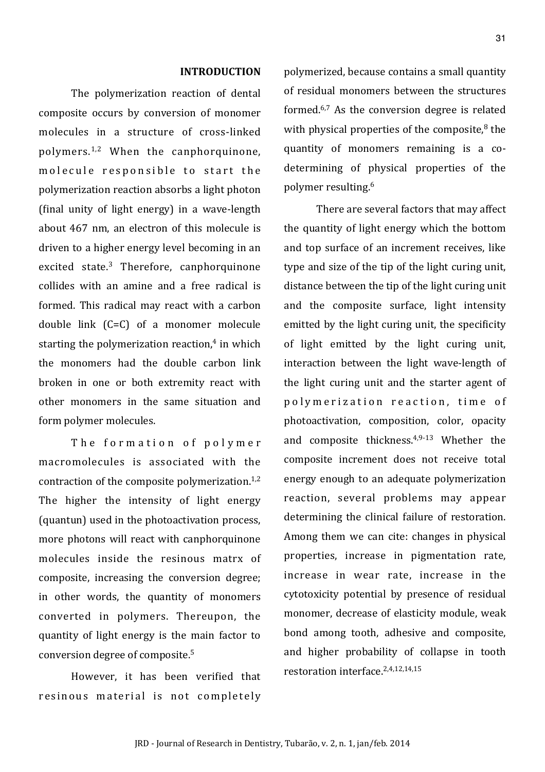## INTRODUCTION

The polymerization reaction of dental composite occurs by conversion of monomer molecules in a structure of cross-linked polymers.[1,2] When the canphorquinone, molecule responsible to start the polymerization reaction absorbs a light photon (final unity of light energy) in a wave-length about 467 nm, an electron of this molecule is driven to a higher energy level becoming in an excited state.[3] Therefore, canphorquinone collides with an amine and a free radical is formed. This radical may react with a carbon double link (C=C) of a monomer molecule starting the polymerization reaction,[4] in which the monomers had the double carbon link broken in one or both extremity react with other monomers in the same situation and form polymer molecules.

The formation of polymer macromolecules is associated with the contraction of the composite polymerization.[1,2] The higher the intensity of light energy (quantun) used in the photoactivation process, more photons will react with canphorquinone molecules inside the resinous matrx of composite, increasing the conversion degree; in other words, the quantity of monomers converted in polymers. Thereupon, the quantity of light energy is the main factor to conversion degree of composite.[5]

However, it has been verified that resinous material is not completely polymerized, because contains a small quantity of residual monomers between the structures formed.[6,7] As the conversion degree is related with physical properties of the composite,[8] the quantity of monomers remaining is a co-determining of physical properties of the polymer resulting.[6]

There are several factors that may affect the quantity of light energy which the bottom and top surface of an increment receives, like type and size of the tip of the light curing unit, distance between the tip of the light curing unit and the composite surface, light intensity emitted by the light curing unit, the specificity of light emitted by the light curing unit, interaction between the light wave-length of the light curing unit and the starter agent of polymerization reaction, time of photoactivation, composition, color, opacity and composite thickness.[4,9-13] Whether the composite increment does not receive total energy enough to an adequate polymerization reaction, several problems may appear determining the clinical failure of restoration. Among them we can cite: changes in physical properties, increase in pigmentation rate, increase in wear rate, increase in the cytotoxicity potential by presence of residual monomer, decrease of elasticity module, weak bond among tooth, adhesive and composite, and higher probability of collapse in tooth restoration interface.[2,4,12,14,15]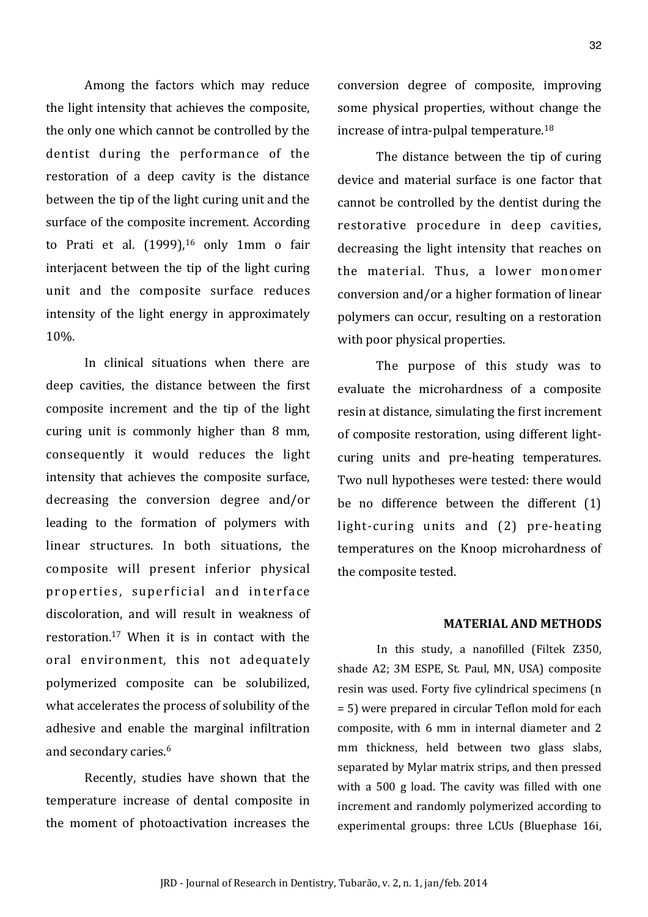Among the factors which may reduce the light intensity that achieves the composite, the only one which cannot be controlled by the dentist during the performance of the restoration of a deep cavity is the distance between the tip of the light curing unit and the surface of the composite increment. According to Prati et al. (1999),[16] only 1mm o fair interjacent between the tip of the light curing unit and the composite surface reduces intensity of the light energy in approximately 10%.

In clinical situations when there are deep cavities, the distance between the first composite increment and the tip of the light curing unit is commonly higher than 8 mm, consequently it would reduces the light intensity that achieves the composite surface, decreasing the conversion degree and/or leading to the formation of polymers with linear structures. In both situations, the composite will present inferior physical properties, superficial and interface discoloration, and will result in weakness of restoration.[17] When it is in contact with the oral environment, this not adequately polymerized composite can be solubilized, what accelerates the process of solubility of the adhesive and enable the marginal infiltration and secondary caries.[6]

Recently, studies have shown that the temperature increase of dental composite in the moment of photoactivation increases the conversion degree of composite, improving some physical properties, without change the increase of intra-pulpal temperature.[18]

The distance between the tip of curing device and material surface is one factor that cannot be controlled by the dentist during the restorative procedure in deep cavities, decreasing the light intensity that reaches on the material. Thus, a lower monomer conversion and/or a higher formation of linear polymers can occur, resulting on a restoration with poor physical properties.

The purpose of this study was to evaluate the microhardness of a composite resin at distance, simulating the first increment of composite restoration, using different light-curing units and pre-heating temperatures. Two null hypotheses were tested: there would be no difference between the different (1) light-curing units and (2) pre-heating temperatures on the Knoop microhardness of the composite tested.

## MATERIAL AND METHODS

In this study, a nanofilled (Filtek Z350, shade A2; 3M ESPE, St. Paul, MN, USA) composite resin was used. Forty five cylindrical specimens (n = 5) were prepared in circular Teflon mold for each composite, with 6 mm in internal diameter and 2 mm thickness, held between two glass slabs, separated by Mylar matrix strips, and then pressed with a 500 g load. The cavity was filled with one increment and randomly polymerized according to experimental groups: three LCUs (Bluephase 16i,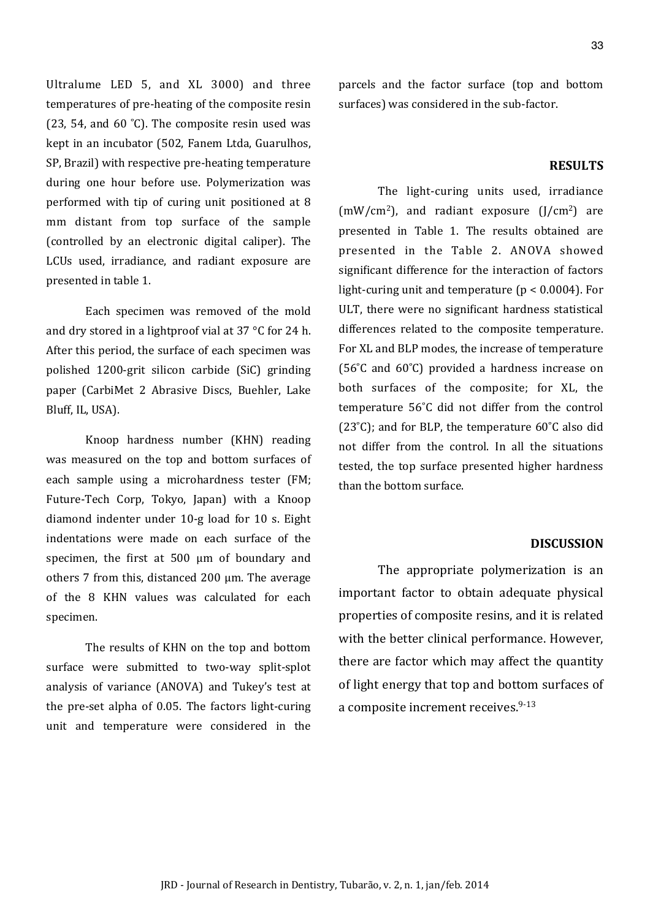Ultralume LED 5, and XL 3000) and three temperatures of pre-heating of the composite resin (23, 54, and 60 ˚C). The composite resin used was kept in an incubator (502, Fanem Ltda, Guarulhos, SP, Brazil) with respective pre-heating temperature during one hour before use. Polymerization was performed with tip of curing unit positioned at 8 mm distant from top surface of the sample (controlled by an electronic digital caliper). The LCUs used, irradiance, and radiant exposure are presented in table 1.

Each specimen was removed of the mold and dry stored in a lightproof vial at 37 °C for 24 h. After this period, the surface of each specimen was polished 1200-grit silicon carbide (SiC) grinding paper (CarbiMet 2 Abrasive Discs, Buehler, Lake Bluff, IL, USA).

Knoop hardness number (KHN) reading was measured on the top and bottom surfaces of each sample using a microhardness tester (FM; Future-Tech Corp, Tokyo, Japan) with a Knoop diamond indenter under 10-g load for 10 s. Eight indentations were made on each surface of the specimen, the first at 500 µm of boundary and others 7 from this, distanced 200 µm. The average of the 8 KHN values was calculated for each specimen.

The results of KHN on the top and bottom surface were submitted to two-way split-splot analysis of variance (ANOVA) and Tukey's test at the pre-set alpha of 0.05. The factors light-curing unit and temperature were considered in the parcels and the factor surface (top and bottom surfaces) was considered in the sub-factor.

## RESULTS

The light-curing units used, irradiance ($mW/cm^2$), and radiant exposure ($J/cm^2$) are presented in Table 1. The results obtained are presented in the Table 2. ANOVA showed significant difference for the interaction of factors light-curing unit and temperature ($p < 0.0004$). For ULT, there were no significant hardness statistical differences related to the composite temperature. For XL and BLP modes, the increase of temperature (56˚C and 60˚C) provided a hardness increase on both surfaces of the composite; for XL, the temperature 56˚C did not differ from the control (23˚C); and for BLP, the temperature 60˚C also did not differ from the control. In all the situations tested, the top surface presented higher hardness than the bottom surface.

## DISCUSSION

The appropriate polymerization is an important factor to obtain adequate physical properties of composite resins, and it is related with the better clinical performance. However, there are factor which may affect the quantity of light energy that top and bottom surfaces of a composite increment receives.[9-13]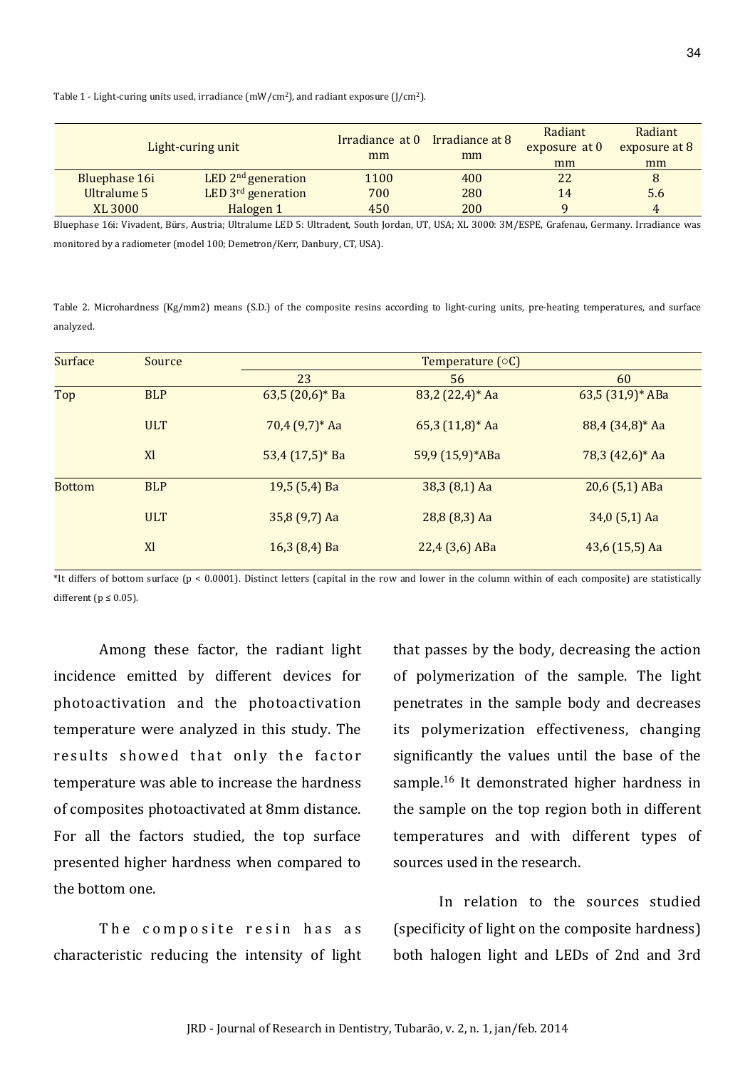Table 1 - Light-curing units used, irradiance (mW/cm²), and radiant exposure (J/cm²).

| Light-curing unit | | Irradiance at 0 mm | Irradiance at 8 mm | Radiant exposure at 0 mm | Radiant exposure at 8 mm |
|---|---|---|---|---|---|
| Bluephase 16i | LED 2nd generation | 1100 | 400 | 22 | 8 |
| Ultralume 5 | LED 3rd generation | 700 | 280 | 14 | 5.6 |
| XL 3000 | Halogen 1 | 450 | 200 | 9 | 4 |

Bluephase 16i: Vivadent, Bürs, Austria; Ultralume LED 5: Ultradent, South Jordan, UT, USA; XL 3000: 3M/ESPE, Grafenau, Germany. Irradiance was monitored by a radiometer (model 100; Demetron/Kerr, Danbury, CT, USA).

Table 2. Microhardness (Kg/mm2) means (S.D.) of the composite resins according to light-curing units, pre-heating temperatures, and surface analyzed.

| Surface | Source | Temperature (○C) | | |
|---|---|---|---|---|
| | | 23 | 56 | 60 |
| Top | BLP | 63,5 (20,6)* Ba | 83,2 (22,4)* Aa | 63,5 (31,9)* ABa |
| | ULT | 70,4 (9,7)* Aa | 65,3 (11,8)* Aa | 88,4 (34,8)* Aa |
| | Xl | 53,4 (17,5)* Ba | 59,9 (15,9)*ABa | 78,3 (42,6)* Aa |
| Bottom | BLP | 19,5 (5,4) Ba | 38,3 (8,1) Aa | 20,6 (5,1) ABa |
| | ULT | 35,8 (9,7) Aa | 28,8 (8,3) Aa | 34,0 (5,1) Aa |
| | Xl | 16,3 (8,4) Ba | 22,4 (3,6) ABa | 43,6 (15,5) Aa |

*It differs of bottom surface ($p < 0.0001$). Distinct letters (capital in the row and lower in the column within of each composite) are statistically different ($p \leq 0.05$).

Among these factor, the radiant light incidence emitted by different devices for photoactivation and the photoactivation temperature were analyzed in this study. The results showed that only the factor temperature was able to increase the hardness of composites photoactivated at 8mm distance. For all the factors studied, the top surface presented higher hardness when compared to the bottom one.

The composite resin has as characteristic reducing the intensity of light that passes by the body, decreasing the action of polymerization of the sample. The light penetrates in the sample body and decreases its polymerization effectiveness, changing significantly the values until the base of the sample.[16] It demonstrated higher hardness in the sample on the top region both in different temperatures and with different types of sources used in the research.

In relation to the sources studied (specificity of light on the composite hardness) both halogen light and LEDs of 2nd and 3rd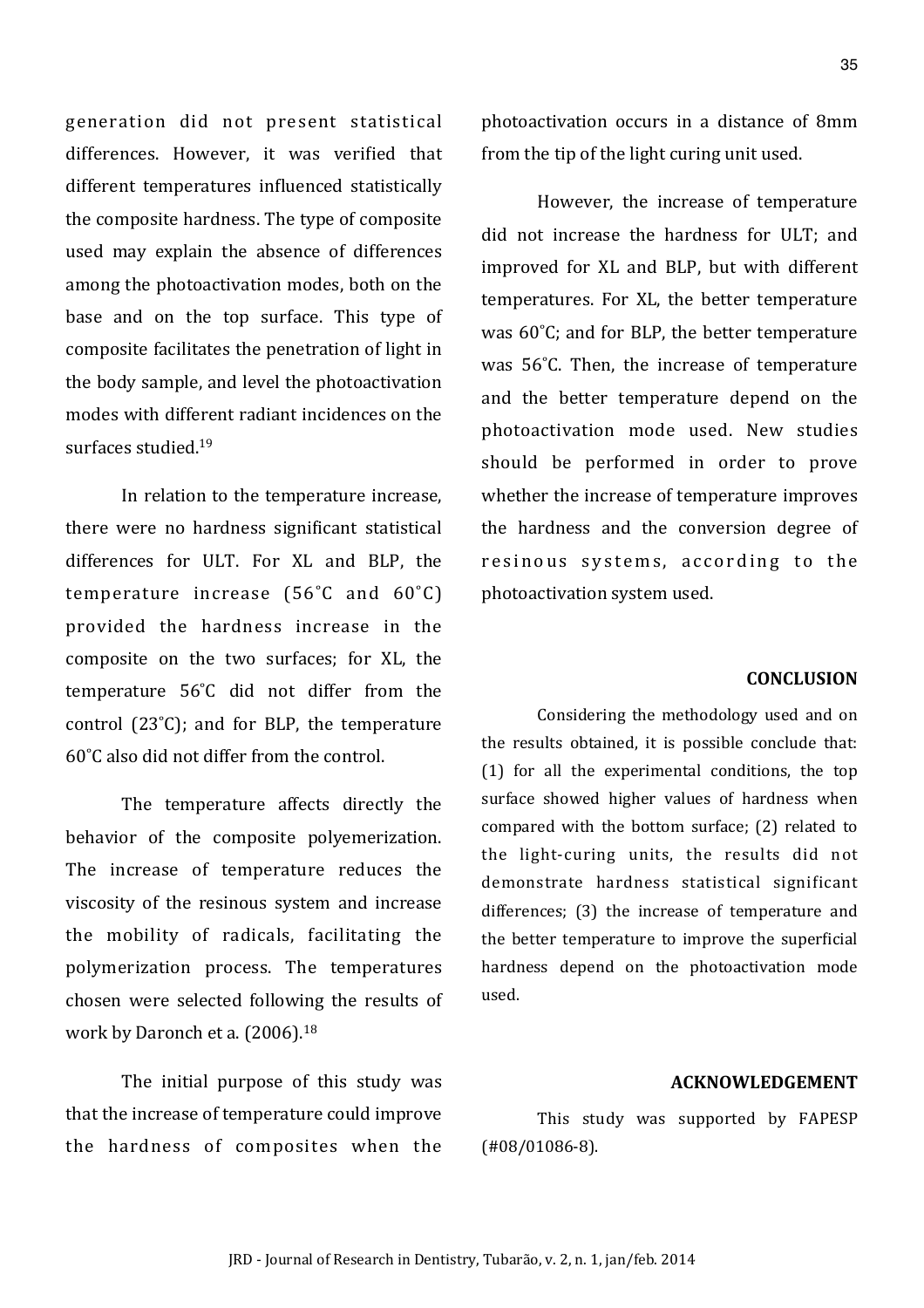generation did not present statistical differences. However, it was verified that different temperatures influenced statistically the composite hardness. The type of composite used may explain the absence of differences among the photoactivation modes, both on the base and on the top surface. This type of composite facilitates the penetration of light in the body sample, and level the photoactivation modes with different radiant incidences on the surfaces studied.[19]

In relation to the temperature increase, there were no hardness significant statistical differences for ULT. For XL and BLP, the temperature increase (56˚C and 60˚C) provided the hardness increase in the composite on the two surfaces; for XL, the temperature 56˚C did not differ from the control (23˚C); and for BLP, the temperature 60˚C also did not differ from the control.

The temperature affects directly the behavior of the composite polyemerization. The increase of temperature reduces the viscosity of the resinous system and increase the mobility of radicals, facilitating the polymerization process. The temperatures chosen were selected following the results of work by Daronch et a. (2006).[18]

The initial purpose of this study was that the increase of temperature could improve the hardness of composites when the photoactivation occurs in a distance of 8mm from the tip of the light curing unit used.

However, the increase of temperature did not increase the hardness for ULT; and improved for XL and BLP, but with different temperatures. For XL, the better temperature was 60˚C; and for BLP, the better temperature was 56˚C. Then, the increase of temperature and the better temperature depend on the photoactivation mode used. New studies should be performed in order to prove whether the increase of temperature improves the hardness and the conversion degree of resinous systems, according to the photoactivation system used.

## CONCLUSION

Considering the methodology used and on the results obtained, it is possible conclude that: (1) for all the experimental conditions, the top surface showed higher values of hardness when compared with the bottom surface; (2) related to the light-curing units, the results did not demonstrate hardness statistical significant differences; (3) the increase of temperature and the better temperature to improve the superficial hardness depend on the photoactivation mode used.

## ACKNOWLEDGEMENT

This study was supported by FAPESP (#08/01086-8).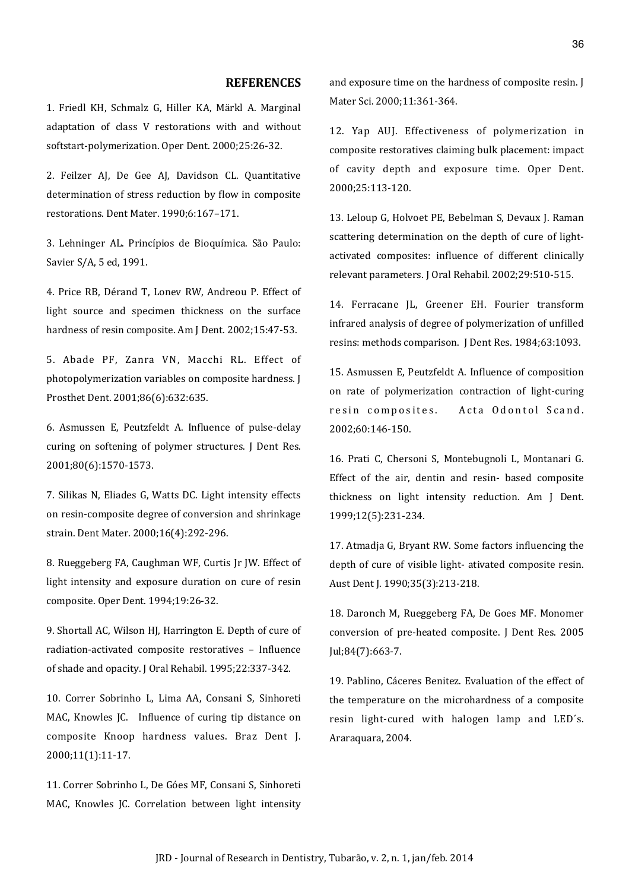## REFERENCES

1. Friedl KH, Schmalz G, Hiller KA, Märkl A. Marginal adaptation of class V restorations with and without softstart-polymerization. Oper Dent. 2000;25:26-32.

2. Feilzer AJ, De Gee AJ, Davidson CL. Quantitative determination of stress reduction by flow in composite restorations. Dent Mater. 1990;6:167–171.

3. Lehninger AL. Princípios de Bioquímica. São Paulo: Savier S/A, 5 ed, 1991.

4. Price RB, Dérand T, Lonev RW, Andreou P. Effect of light source and specimen thickness on the surface hardness of resin composite. Am J Dent. 2002;15:47-53.

5. Abade PF, Zanra VN, Macchi RL. Effect of photopolymerization variables on composite hardness. J Prosthet Dent. 2001;86(6):632:635.

6. Asmussen E, Peutzfeldt A. Influence of pulse-delay curing on softening of polymer structures. J Dent Res. 2001;80(6):1570-1573.

7. Silikas N, Eliades G, Watts DC. Light intensity effects on resin-composite degree of conversion and shrinkage strain. Dent Mater. 2000;16(4):292-296.

8. Rueggeberg FA, Caughman WF, Curtis Jr JW. Effect of light intensity and exposure duration on cure of resin composite. Oper Dent. 1994;19:26-32.

9. Shortall AC, Wilson HJ, Harrington E. Depth of cure of radiation-activated composite restoratives – Influence of shade and opacity. J Oral Rehabil. 1995;22:337-342.

10. Correr Sobrinho L, Lima AA, Consani S, Sinhoreti MAC, Knowles JC. Influence of curing tip distance on composite Knoop hardness values. Braz Dent J. 2000;11(1):11-17.

11. Correr Sobrinho L, De Góes MF, Consani S, Sinhoreti MAC, Knowles JC. Correlation between light intensity and exposure time on the hardness of composite resin. J Mater Sci. 2000;11:361-364.

12. Yap AUJ. Effectiveness of polymerization in composite restoratives claiming bulk placement: impact of cavity depth and exposure time. Oper Dent. 2000;25:113-120.

13. Leloup G, Holvoet PE, Bebelman S, Devaux J. Raman scattering determination on the depth of cure of light-activated composites: influence of different clinically relevant parameters. J Oral Rehabil. 2002;29:510-515.

14. Ferracane JL, Greener EH. Fourier transform infrared analysis of degree of polymerization of unfilled resins: methods comparison. J Dent Res. 1984;63:1093.

15. Asmussen E, Peutzfeldt A. Influence of composition on rate of polymerization contraction of light-curing resin composites. Acta Odontol Scand. 2002;60:146-150.

16. Prati C, Chersoni S, Montebugnoli L, Montanari G. Effect of the air, dentin and resin- based composite thickness on light intensity reduction. Am J Dent. 1999;12(5):231-234.

17. Atmadja G, Bryant RW. Some factors influencing the depth of cure of visible light- ativated composite resin. Aust Dent J. 1990;35(3):213-218.

18. Daronch M, Rueggeberg FA, De Goes MF. Monomer conversion of pre-heated composite. J Dent Res. 2005 Jul;84(7):663-7.

19. Pablino, Cáceres Benitez. Evaluation of the effect of the temperature on the microhardness of a composite resin light-cured with halogen lamp and LED´s. Araraquara, 2004.